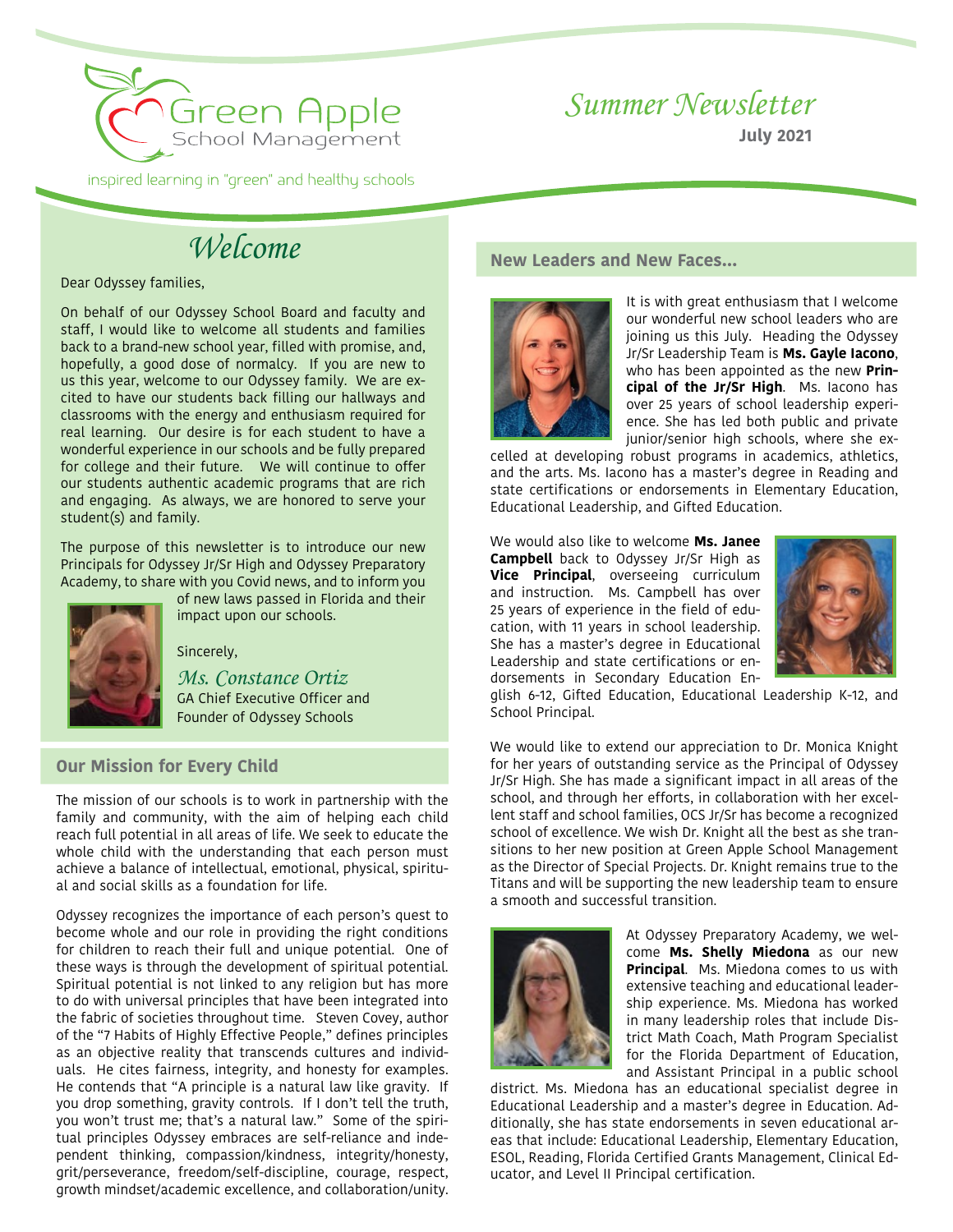Green Apple School Management

inspired learning in "green" and healthy schools

# Summer Newsletter

**July 2021**

## Welcome

Dear Odyssey families,

On behalf of our Odyssey School Board and faculty and staff, I would like to welcome all students and families back to a brand-new school year, filled with promise, and, hopefully, a good dose of normalcy. If you are new to us this year, welcome to our Odyssey family. We are excited to have our students back filling our hallways and classrooms with the energy and enthusiasm required for real learning. Our desire is for each student to have a wonderful experience in our schools and be fully prepared for college and their future. We will continue to offer our students authentic academic programs that are rich and engaging. As always, we are honored to serve your student(s) and family.

The purpose of this newsletter is to introduce our new Principals for Odyssey Jr/Sr High and Odyssey Preparatory Academy, to share with you Covid news, and to inform you of new laws passed in Florida and their impact upon our schools.

Sincerely,

*Ms. Constance Ortiz*
GA Chief Executive Officer and Founder of Odyssey Schools

## Our Mission for Every Child

The mission of our schools is to work in partnership with the family and community, with the aim of helping each child reach full potential in all areas of life. We seek to educate the whole child with the understanding that each person must achieve a balance of intellectual, emotional, physical, spiritual and social skills as a foundation for life.

Odyssey recognizes the importance of each person's quest to become whole and our role in providing the right conditions for children to reach their full and unique potential. One of these ways is through the development of spiritual potential. Spiritual potential is not linked to any religion but has more to do with universal principles that have been integrated into the fabric of societies throughout time. Steven Covey, author of the "7 Habits of Highly Effective People," defines principles as an objective reality that transcends cultures and individuals. He cites fairness, integrity, and honesty for examples. He contends that "A principle is a natural law like gravity. If you drop something, gravity controls. If I don't tell the truth, you won't trust me; that's a natural law." Some of the spiritual principles Odyssey embraces are self-reliance and independent thinking, compassion/kindness, integrity/honesty, grit/perseverance, freedom/self-discipline, courage, respect, growth mindset/academic excellence, and collaboration/unity.

## New Leaders and New Faces...

It is with great enthusiasm that I welcome our wonderful new school leaders who are joining us this July. Heading the Odyssey Jr/Sr Leadership Team is **Ms. Gayle Iacono**, who has been appointed as the new **Principal of the Jr/Sr High**. Ms. Iacono has over 25 years of school leadership experience. She has led both public and private junior/senior high schools, where she excelled at developing robust programs in academics, athletics, and the arts. Ms. Iacono has a master's degree in Reading and state certifications or endorsements in Elementary Education, Educational Leadership, and Gifted Education.

We would also like to welcome **Ms. Janee Campbell** back to Odyssey Jr/Sr High as **Vice Principal**, overseeing curriculum and instruction. Ms. Campbell has over 25 years of experience in the field of education, with 11 years in school leadership. She has a master's degree in Educational Leadership and state certifications or endorsements in Secondary Education English 6-12, Gifted Education, Educational Leadership K-12, and School Principal.

We would like to extend our appreciation to Dr. Monica Knight for her years of outstanding service as the Principal of Odyssey Jr/Sr High. She has made a significant impact in all areas of the school, and through her efforts, in collaboration with her excellent staff and school families, OCS Jr/Sr has become a recognized school of excellence. We wish Dr. Knight all the best as she transitions to her new position at Green Apple School Management as the Director of Special Projects. Dr. Knight remains true to the Titans and will be supporting the new leadership team to ensure a smooth and successful transition.

At Odyssey Preparatory Academy, we welcome **Ms. Shelly Miedona** as our new **Principal**. Ms. Miedona comes to us with extensive teaching and educational leadership experience. Ms. Miedona has worked in many leadership roles that include District Math Coach, Math Program Specialist for the Florida Department of Education, and Assistant Principal in a public school district. Ms. Miedona has an educational specialist degree in Educational Leadership and a master's degree in Education. Additionally, she has state endorsements in seven educational areas that include: Educational Leadership, Elementary Education, ESOL, Reading, Florida Certified Grants Management, Clinical Educator, and Level II Principal certification.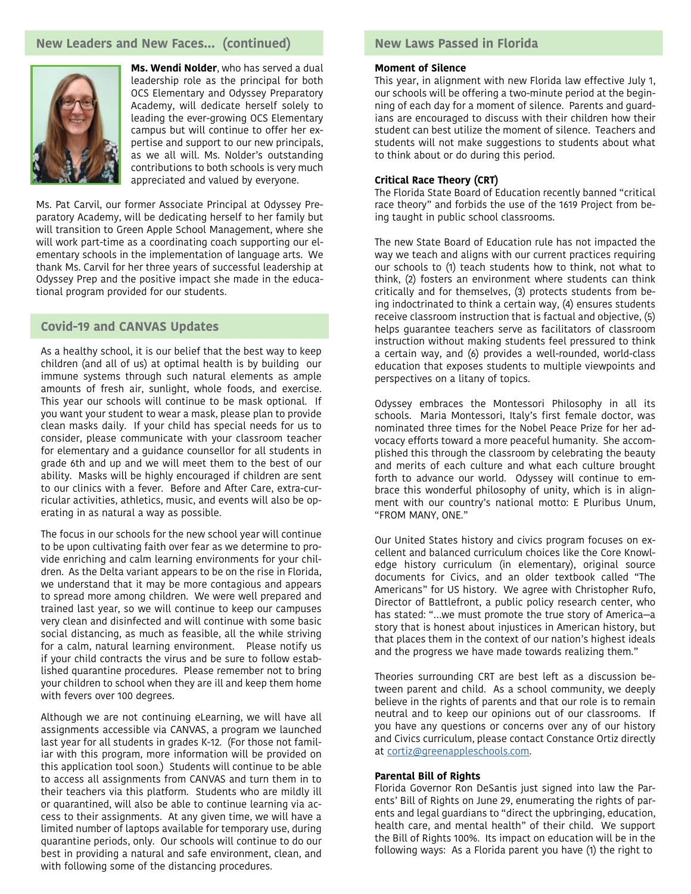## New Leaders and New Faces... (continued)

**Ms. Wendi Nolder**, who has served a dual leadership role as the principal for both OCS Elementary and Odyssey Preparatory Academy, will dedicate herself solely to leading the ever-growing OCS Elementary campus but will continue to offer her expertise and support to our new principals, as we all will. Ms. Nolder's outstanding contributions to both schools is very much appreciated and valued by everyone.

Ms. Pat Carvil, our former Associate Principal at Odyssey Preparatory Academy, will be dedicating herself to her family but will transition to Green Apple School Management, where she will work part-time as a coordinating coach supporting our elementary schools in the implementation of language arts. We thank Ms. Carvil for her three years of successful leadership at Odyssey Prep and the positive impact she made in the educational program provided for our students.

## Covid-19 and CANVAS Updates

As a healthy school, it is our belief that the best way to keep children (and all of us) at optimal health is by building our immune systems through such natural elements as ample amounts of fresh air, sunlight, whole foods, and exercise. This year our schools will continue to be mask optional. If you want your student to wear a mask, please plan to provide clean masks daily. If your child has special needs for us to consider, please communicate with your classroom teacher for elementary and a guidance counsellor for all students in grade 6th and up and we will meet them to the best of our ability. Masks will be highly encouraged if children are sent to our clinics with a fever. Before and After Care, extra-curricular activities, athletics, music, and events will also be operating in as natural a way as possible.

The focus in our schools for the new school year will continue to be upon cultivating faith over fear as we determine to provide enriching and calm learning environments for your children. As the Delta variant appears to be on the rise in Florida, we understand that it may be more contagious and appears to spread more among children. We were well prepared and trained last year, so we will continue to keep our campuses very clean and disinfected and will continue with some basic social distancing, as much as feasible, all the while striving for a calm, natural learning environment. Please notify us if your child contracts the virus and be sure to follow established quarantine procedures. Please remember not to bring your children to school when they are ill and keep them home with fevers over 100 degrees.

Although we are not continuing eLearning, we will have all assignments accessible via CANVAS, a program we launched last year for all students in grades K-12. (For those not familiar with this program, more information will be provided on this application tool soon.) Students will continue to be able to access all assignments from CANVAS and turn them in to their teachers via this platform. Students who are mildly ill or quarantined, will also be able to continue learning via access to their assignments. At any given time, we will have a limited number of laptops available for temporary use, during quarantine periods, only. Our schools will continue to do our best in providing a natural and safe environment, clean, and with following some of the distancing procedures.

## New Laws Passed in Florida

**Moment of Silence**

This year, in alignment with new Florida law effective July 1, our schools will be offering a two-minute period at the beginning of each day for a moment of silence. Parents and guardians are encouraged to discuss with their children how their student can best utilize the moment of silence. Teachers and students will not make suggestions to students about what to think about or do during this period.

**Critical Race Theory (CRT)**

The Florida State Board of Education recently banned "critical race theory" and forbids the use of the 1619 Project from being taught in public school classrooms.

The new State Board of Education rule has not impacted the way we teach and aligns with our current practices requiring our schools to (1) teach students how to think, not what to think, (2) fosters an environment where students can think critically and for themselves, (3) protects students from being indoctrinated to think a certain way, (4) ensures students receive classroom instruction that is factual and objective, (5) helps guarantee teachers serve as facilitators of classroom instruction without making students feel pressured to think a certain way, and (6) provides a well-rounded, world-class education that exposes students to multiple viewpoints and perspectives on a litany of topics.

Odyssey embraces the Montessori Philosophy in all its schools. Maria Montessori, Italy's first female doctor, was nominated three times for the Nobel Peace Prize for her advocacy efforts toward a more peaceful humanity. She accomplished this through the classroom by celebrating the beauty and merits of each culture and what each culture brought forth to advance our world. Odyssey will continue to embrace this wonderful philosophy of unity, which is in alignment with our country's national motto: E Pluribus Unum, "FROM MANY, ONE."

Our United States history and civics program focuses on excellent and balanced curriculum choices like the Core Knowledge history curriculum (in elementary), original source documents for Civics, and an older textbook called "The Americans" for US history. We agree with Christopher Rufo, Director of Battlefront, a public policy research center, who has stated: "...we must promote the true story of America—a story that is honest about injustices in American history, but that places them in the context of our nation's highest ideals and the progress we have made towards realizing them."

Theories surrounding CRT are best left as a discussion between parent and child. As a school community, we deeply believe in the rights of parents and that our role is to remain neutral and to keep our opinions out of our classrooms. If you have any questions or concerns over any of our history and Civics curriculum, please contact Constance Ortiz directly at cortiz@greenappleschools.com.

**Parental Bill of Rights**

Florida Governor Ron DeSantis just signed into law the Parents' Bill of Rights on June 29, enumerating the rights of parents and legal guardians to "direct the upbringing, education, health care, and mental health" of their child. We support the Bill of Rights 100%. Its impact on education will be in the following ways: As a Florida parent you have (1) the right to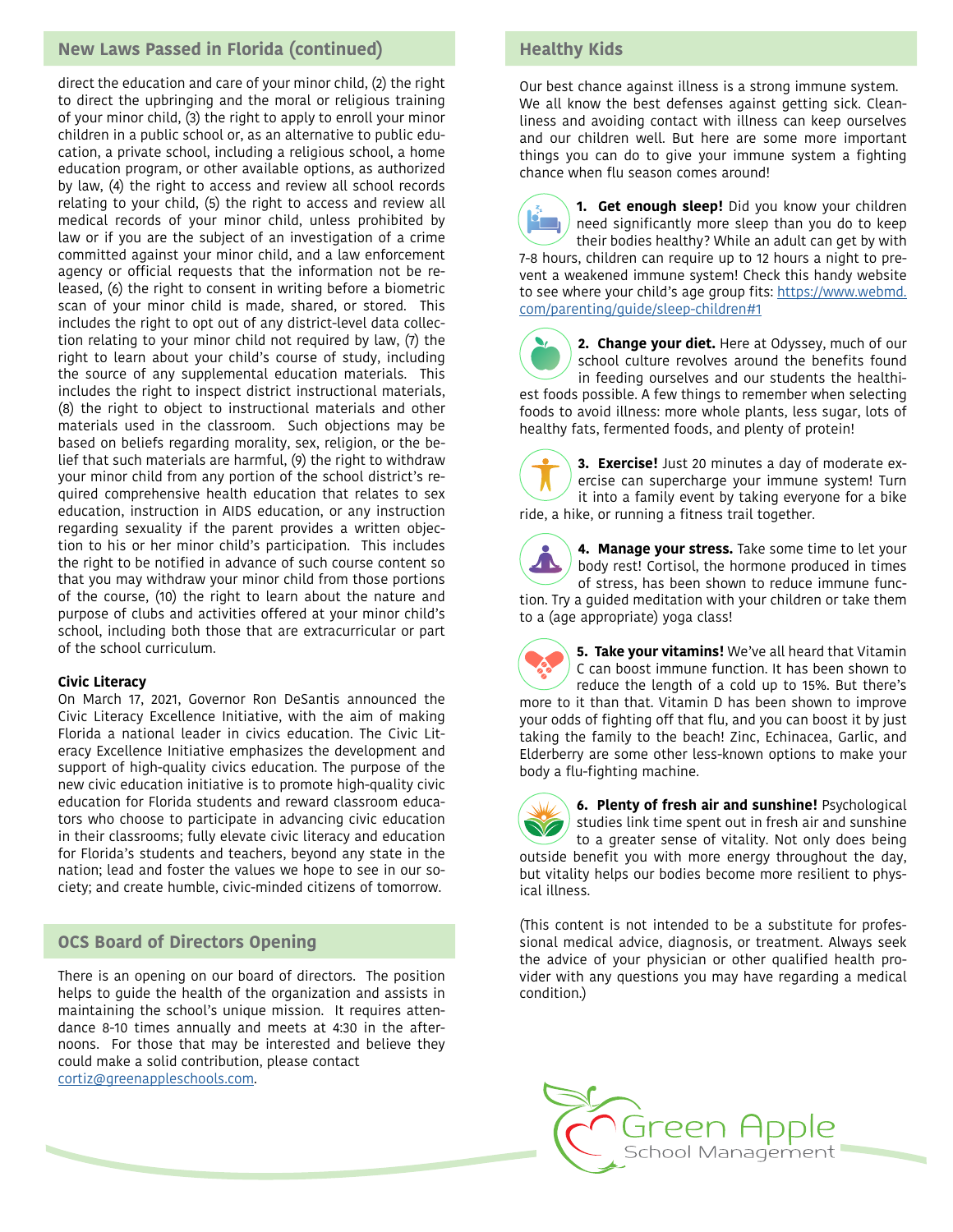## New Laws Passed in Florida (continued)

direct the education and care of your minor child, (2) the right to direct the upbringing and the moral or religious training of your minor child, (3) the right to apply to enroll your minor children in a public school or, as an alternative to public education, a private school, including a religious school, a home education program, or other available options, as authorized by law, (4) the right to access and review all school records relating to your child, (5) the right to access and review all medical records of your minor child, unless prohibited by law or if you are the subject of an investigation of a crime committed against your minor child, and a law enforcement agency or official requests that the information not be released, (6) the right to consent in writing before a biometric scan of your minor child is made, shared, or stored. This includes the right to opt out of any district-level data collection relating to your minor child not required by law, (7) the right to learn about your child's course of study, including the source of any supplemental education materials. This includes the right to inspect district instructional materials, (8) the right to object to instructional materials and other materials used in the classroom. Such objections may be based on beliefs regarding morality, sex, religion, or the belief that such materials are harmful, (9) the right to withdraw your minor child from any portion of the school district's required comprehensive health education that relates to sex education, instruction in AIDS education, or any instruction regarding sexuality if the parent provides a written objection to his or her minor child's participation. This includes the right to be notified in advance of such course content so that you may withdraw your minor child from those portions of the course, (10) the right to learn about the nature and purpose of clubs and activities offered at your minor child's school, including both those that are extracurricular or part of the school curriculum.

**Civic Literacy**

On March 17, 2021, Governor Ron DeSantis announced the Civic Literacy Excellence Initiative, with the aim of making Florida a national leader in civics education. The Civic Literacy Excellence Initiative emphasizes the development and support of high-quality civics education. The purpose of the new civic education initiative is to promote high-quality civic education for Florida students and reward classroom educators who choose to participate in advancing civic education in their classrooms; fully elevate civic literacy and education for Florida's students and teachers, beyond any state in the nation; lead and foster the values we hope to see in our society; and create humble, civic-minded citizens of tomorrow.

## OCS Board of Directors Opening

There is an opening on our board of directors. The position helps to guide the health of the organization and assists in maintaining the school's unique mission. It requires attendance 8-10 times annually and meets at 4:30 in the afternoons. For those that may be interested and believe they could make a solid contribution, please contact cortiz@greenappleschools.com.

## Healthy Kids

Our best chance against illness is a strong immune system. We all know the best defenses against getting sick. Cleanliness and avoiding contact with illness can keep ourselves and our children well. But here are some more important things you can do to give your immune system a fighting chance when flu season comes around!

**1. Get enough sleep!** Did you know your children need significantly more sleep than you do to keep their bodies healthy? While an adult can get by with 7-8 hours, children can require up to 12 hours a night to prevent a weakened immune system! Check this handy website to see where your child's age group fits: https://www.webmd.com/parenting/guide/sleep-children#1

**2. Change your diet.** Here at Odyssey, much of our school culture revolves around the benefits found in feeding ourselves and our students the healthiest foods possible. A few things to remember when selecting foods to avoid illness: more whole plants, less sugar, lots of healthy fats, fermented foods, and plenty of protein!

**3. Exercise!** Just 20 minutes a day of moderate exercise can supercharge your immune system! Turn it into a family event by taking everyone for a bike ride, a hike, or running a fitness trail together.

**4. Manage your stress.** Take some time to let your body rest! Cortisol, the hormone produced in times of stress, has been shown to reduce immune function. Try a guided meditation with your children or take them to a (age appropriate) yoga class!

**5. Take your vitamins!** We've all heard that Vitamin C can boost immune function. It has been shown to reduce the length of a cold up to 15%. But there's more to it than that. Vitamin D has been shown to improve your odds of fighting off that flu, and you can boost it by just taking the family to the beach! Zinc, Echinacea, Garlic, and Elderberry are some other less-known options to make your body a flu-fighting machine.

**6. Plenty of fresh air and sunshine!** Psychological studies link time spent out in fresh air and sunshine to a greater sense of vitality. Not only does being outside benefit you with more energy throughout the day, but vitality helps our bodies become more resilient to physical illness.

(This content is not intended to be a substitute for professional medical advice, diagnosis, or treatment. Always seek the advice of your physician or other qualified health provider with any questions you may have regarding a medical condition.)

Green Apple School Management